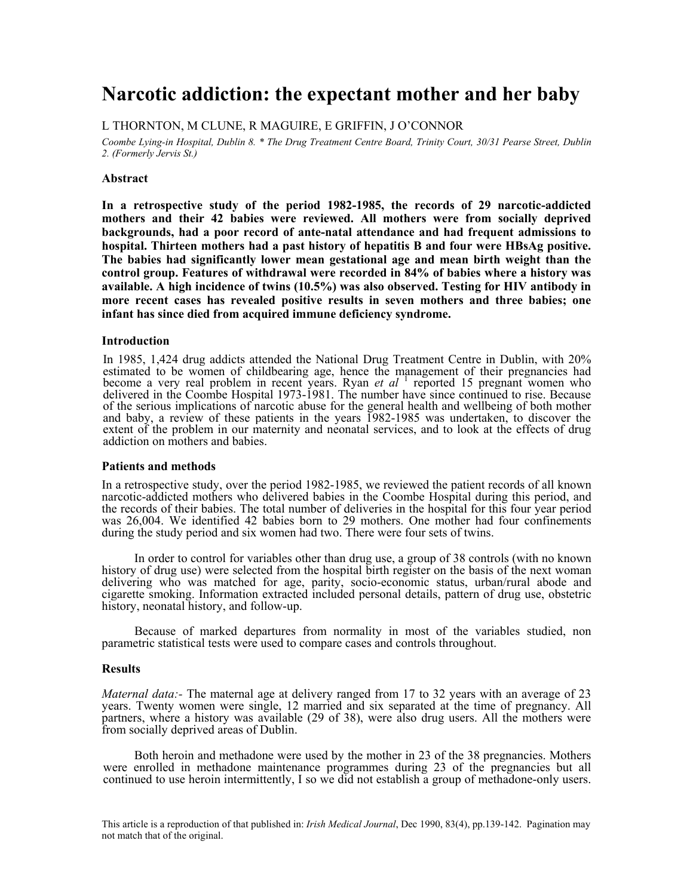# Narcotic addiction: the expectant mother and her baby

L THORNTON, M CLUNE, R MAGUIRE, E GRIFFIN, J O'CONNOR

*Coombe Lying-in Hospital, Dublin 8. \* The Drug Treatment Centre Board, Trinity Court, 30/31 Pearse Street, Dublin 2. (Formerly Jervis St.)*

### Abstract

**In a retrospective study of the period 1982-1985, the records of 29 narcotic-addicted mothers and their 42 babies were reviewed. All mothers were from socially deprived backgrounds, had a poor record of ante-natal attendance and had frequent admissions to hospital. Thirteen mothers had a past history of hepatitis B and four were HBsAg positive. The babies had significantly lower mean gestational age and mean birth weight than the control group. Features of withdrawal were recorded in 84% of babies where a history was available. A high incidence of twins (10.5%) was also observed. Testing for HIV antibody in more recent cases has revealed positive results in seven mothers and three babies; one infant has since died from acquired immune deficiency syndrome.**

### Introduction

In 1985, 1,424 drug addicts attended the National Drug Treatment Centre in Dublin, with 20% estimated to be women of childbearing age, hence the management of their pregnancies had become a very real problem in recent years. Ryan *et al* [1] reported 15 pregnant women who delivered in the Coombe Hospital 1973-1981. The number have since continued to rise. Because of the serious implications of narcotic abuse for the general health and wellbeing of both mother and baby, a review of these patients in the years 1982-1985 was undertaken, to discover the extent of the problem in our maternity and neonatal services, and to look at the effects of drug addiction on mothers and babies.

### Patients and methods

In a retrospective study, over the period 1982-1985, we reviewed the patient records of all known narcotic-addicted mothers who delivered babies in the Coombe Hospital during this period, and the records of their babies. The total number of deliveries in the hospital for this four year period was 26,004. We identified 42 babies born to 29 mothers. One mother had four confinements during the study period and six women had two. There were four sets of twins.

In order to control for variables other than drug use, a group of 38 controls (with no known history of drug use) were selected from the hospital birth register on the basis of the next woman delivering who was matched for age, parity, socio-economic status, urban/rural abode and cigarette smoking. Information extracted included personal details, pattern of drug use, obstetric history, neonatal history, and follow-up.

Because of marked departures from normality in most of the variables studied, non parametric statistical tests were used to compare cases and controls throughout.

### Results

*Maternal data:-* The maternal age at delivery ranged from 17 to 32 years with an average of 23 years. Twenty women were single, 12 married and six separated at the time of pregnancy. All partners, where a history was available (29 of 38), were also drug users. All the mothers were from socially deprived areas of Dublin.

Both heroin and methadone were used by the mother in 23 of the 38 pregnancies. Mothers were enrolled in methadone maintenance programmes during 23 of the pregnancies but all continued to use heroin intermittently, I so we did not establish a group of methadone-only users.

This article is a reproduction of that published in: *Irish Medical Journal*, Dec 1990, 83(4), pp.139-142. Pagination may not match that of the original.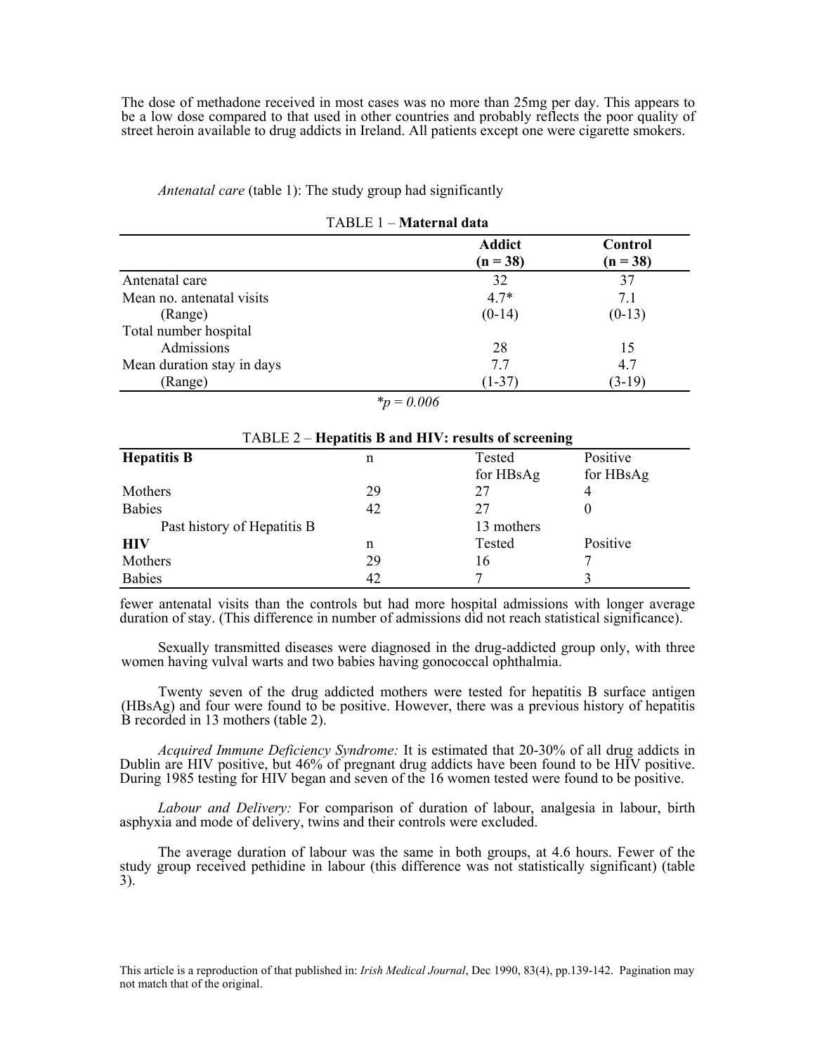The dose of methadone received in most cases was no more than 25mg per day. This appears to be a low dose compared to that used in other countries and probably reflects the poor quality of street heroin available to drug addicts in Ireland. All patients except one were cigarette smokers.

*Antenatal care* (table 1): The study group had significantly fewer antenatal visits than the controls but had more hospital admissions with longer average duration of stay. (This difference in number of admissions did not reach statistical significance).

TABLE 1 – **Maternal data**

| | **Addict (n = 38)** | **Control (n = 38)** |
|---|---|---|
| Antenatal care | 32 | 37 |
| Mean no. antenatal visits | 4.7* | 7.1 |
| (Range) | (0-14) | (0-13) |
| Total number hospital Admissions | 28 | 15 |
| Mean duration stay in days | 7.7 | 4.7 |
| (Range) | (1-37) | (3-19) |

*$p = 0.006$

TABLE 2 – **Hepatitis B and HIV: results of screening**

| **Hepatitis B** | n | Tested for HBsAg | Positive for HBsAg |
|---|---|---|---|
| Mothers | 29 | 27 | 4 |
| Babies | 42 | 27 | 0 |
| Past history of Hepatitis B | | 13 mothers | |
| **HIV** | n | Tested | Positive |
| Mothers | 29 | 16 | 7 |
| Babies | 42 | 7 | 3 |

Sexually transmitted diseases were diagnosed in the drug-addicted group only, with three women having vulval warts and two babies having gonococcal ophthalmia.

Twenty seven of the drug addicted mothers were tested for hepatitis B surface antigen (HBsAg) and four were found to be positive. However, there was a previous history of hepatitis B recorded in 13 mothers (table 2).

*Acquired Immune Deficiency Syndrome:* It is estimated that 20-30% of all drug addicts in Dublin are HIV positive, but 46% of pregnant drug addicts have been found to be HIV positive. During 1985 testing for HIV began and seven of the 16 women tested were found to be positive.

*Labour and Delivery:* For comparison of duration of labour, analgesia in labour, birth asphyxia and mode of delivery, twins and their controls were excluded.

The average duration of labour was the same in both groups, at 4.6 hours. Fewer of the study group received pethidine in labour (this difference was not statistically significant) (table 3).

This article is a reproduction of that published in: *Irish Medical Journal*, Dec 1990, 83(4), pp.139-142. Pagination may not match that of the original.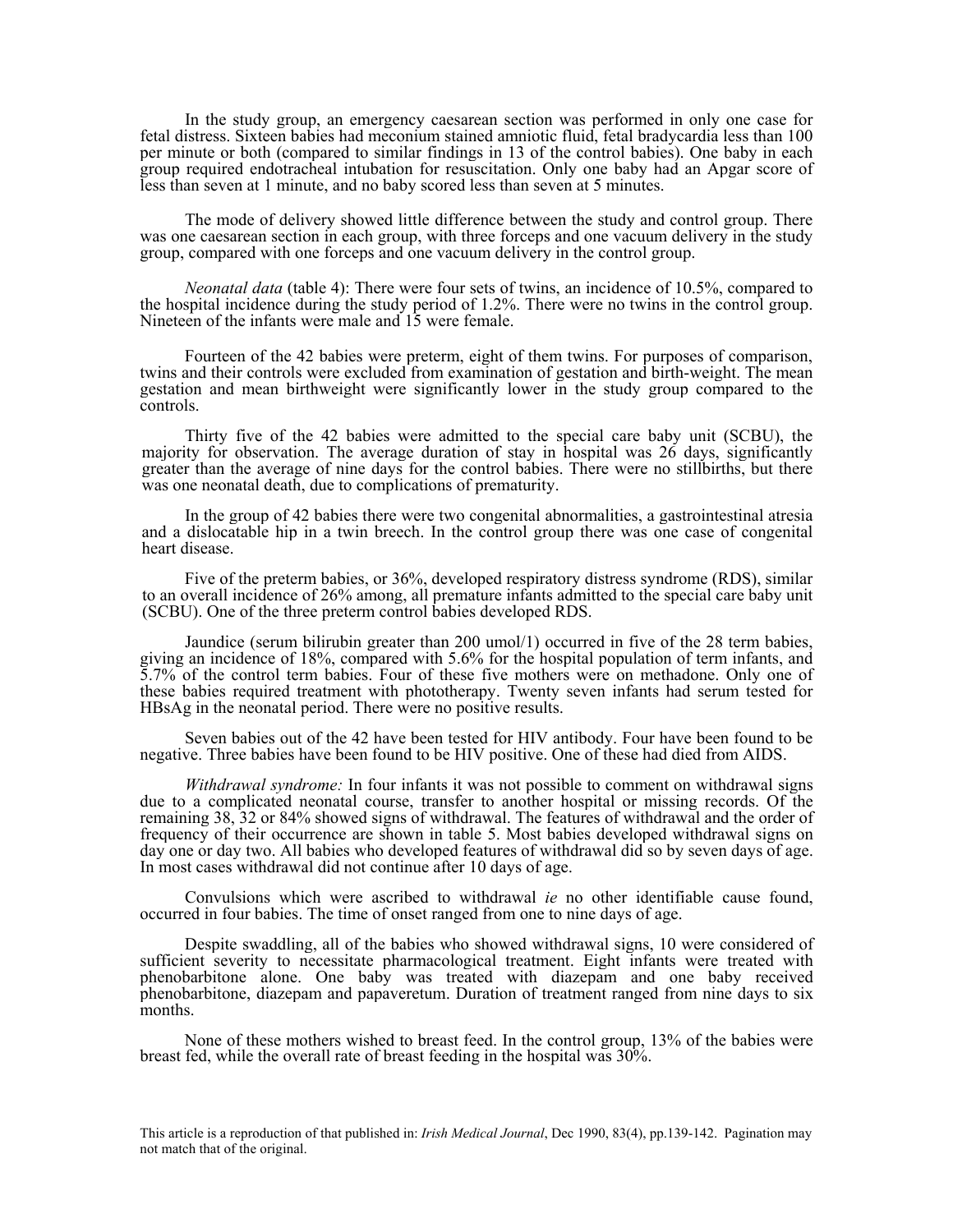In the study group, an emergency caesarean section was performed in only one case for fetal distress. Sixteen babies had meconium stained amniotic fluid, fetal bradycardia less than 100 per minute or both (compared to similar findings in 13 of the control babies). One baby in each group required endotracheal intubation for resuscitation. Only one baby had an Apgar score of less than seven at 1 minute, and no baby scored less than seven at 5 minutes.

The mode of delivery showed little difference between the study and control group. There was one caesarean section in each group, with three forceps and one vacuum delivery in the study group, compared with one forceps and one vacuum delivery in the control group.

*Neonatal data* (table 4): There were four sets of twins, an incidence of 10.5%, compared to the hospital incidence during the study period of 1.2%. There were no twins in the control group. Nineteen of the infants were male and 15 were female.

Fourteen of the 42 babies were preterm, eight of them twins. For purposes of comparison, twins and their controls were excluded from examination of gestation and birth-weight. The mean gestation and mean birthweight were significantly lower in the study group compared to the controls.

Thirty five of the 42 babies were admitted to the special care baby unit (SCBU), the majority for observation. The average duration of stay in hospital was 26 days, significantly greater than the average of nine days for the control babies. There were no stillbirths, but there was one neonatal death, due to complications of prematurity.

In the group of 42 babies there were two congenital abnormalities, a gastrointestinal atresia and a dislocatable hip in a twin breech. In the control group there was one case of congenital heart disease.

Five of the preterm babies, or 36%, developed respiratory distress syndrome (RDS), similar to an overall incidence of 26% among, all premature infants admitted to the special care baby unit (SCBU). One of the three preterm control babies developed RDS.

Jaundice (serum bilirubin greater than 200 umol/1) occurred in five of the 28 term babies, giving an incidence of 18%, compared with 5.6% for the hospital population of term infants, and 5.7% of the control term babies. Four of these five mothers were on methadone. Only one of these babies required treatment with phototherapy. Twenty seven infants had serum tested for HBsAg in the neonatal period. There were no positive results.

Seven babies out of the 42 have been tested for HIV antibody. Four have been found to be negative. Three babies have been found to be HIV positive. One of these had died from AIDS.

*Withdrawal syndrome:* In four infants it was not possible to comment on withdrawal signs due to a complicated neonatal course, transfer to another hospital or missing records. Of the remaining 38, 32 or 84% showed signs of withdrawal. The features of withdrawal and the order of frequency of their occurrence are shown in table 5. Most babies developed withdrawal signs on day one or day two. All babies who developed features of withdrawal did so by seven days of age. In most cases withdrawal did not continue after 10 days of age.

Convulsions which were ascribed to withdrawal *ie* no other identifiable cause found, occurred in four babies. The time of onset ranged from one to nine days of age.

Despite swaddling, all of the babies who showed withdrawal signs, 10 were considered of sufficient severity to necessitate pharmacological treatment. Eight infants were treated with phenobarbitone alone. One baby was treated with diazepam and one baby received phenobarbitone, diazepam and papaveretum. Duration of treatment ranged from nine days to six months.

None of these mothers wished to breast feed. In the control group, 13% of the babies were breast fed, while the overall rate of breast feeding in the hospital was 30%.

This article is a reproduction of that published in: *Irish Medical Journal*, Dec 1990, 83(4), pp.139-142. Pagination may not match that of the original.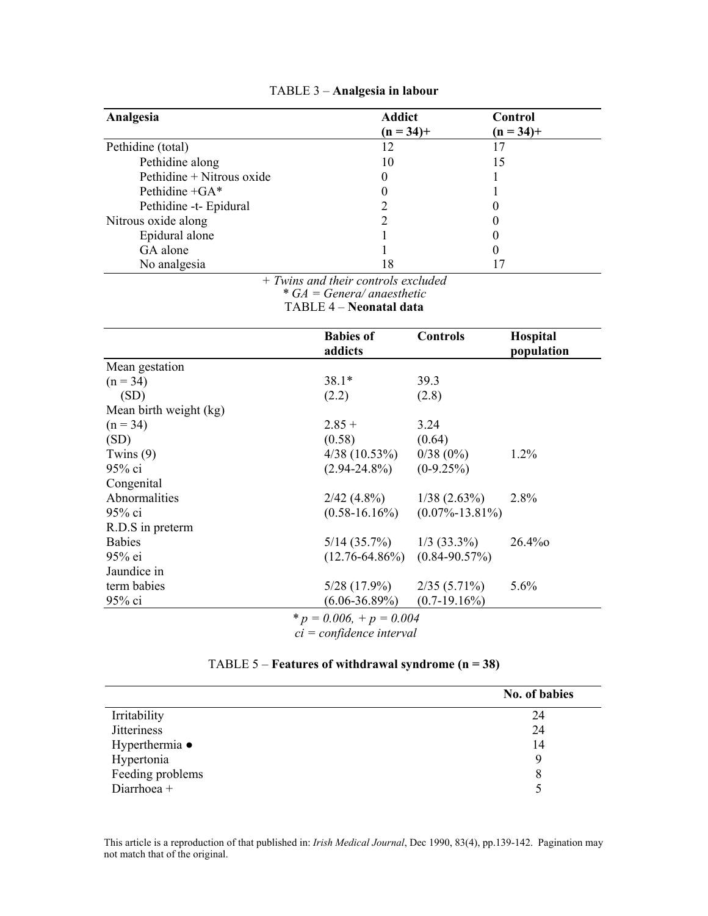TABLE 3 – **Analgesia in labour**

| Analgesia | Addict (n = 34)+ | Control (n = 34)+ |
|---|---|---|
| Pethidine (total) | 12 | 17 |
| Pethidine along | 10 | 15 |
| Pethidine + Nitrous oxide | 0 | 1 |
| Pethidine +GA* | 0 | 1 |
| Pethidine -t- Epidural | 2 | 0 |
| Nitrous oxide along | 2 | 0 |
| Epidural alone | 1 | 0 |
| GA alone | 1 | 0 |
| No analgesia | 18 | 17 |

*+ Twins and their controls excluded*
*\* GA = Genera/ anaesthetic*

TABLE 4 – **Neonatal data**

| | Babies of addicts | Controls | Hospital population |
|---|---|---|---|
| Mean gestation (n = 34) | 38.1* | 39.3 | |
| (SD) | (2.2) | (2.8) | |
| Mean birth weight (kg) (n = 34) | 2.85 + | 3.24 | |
| (SD) | (0.58) | (0.64) | |
| Twins (9) | 4/38 (10.53%) | 0/38 (0%) | 1.2% |
| 95% ci | (2.94-24.8%) | (0-9.25%) | |
| Congenital Abnormalities | 2/42 (4.8%) | 1/38 (2.63%) | 2.8% |
| 95% ci | (0.58-16.16%) | (0.07%-13.81%) | |
| R.D.S in preterm Babies | 5/14 (35.7%) | 1/3 (33.3%) | 26.4%o |
| 95% ei | (12.76-64.86%) | (0.84-90.57%) | |
| Jaundice in term babies | 5/28 (17.9%) | 2/35 (5.71%) | 5.6% |
| 95% ci | (6.06-36.89%) | (0.7-19.16%) | |

*\* p = 0.006, + p = 0.004*
*ci = confidence interval*

TABLE 5 – **Features of withdrawal syndrome (n = 38)**

| | No. of babies |
|---|---|
| Irritability | 24 |
| Jitteriness | 24 |
| Hyperthermia ● | 14 |
| Hypertonia | 9 |
| Feeding problems | 8 |
| Diarrhoea + | 5 |

This article is a reproduction of that published in: *Irish Medical Journal*, Dec 1990, 83(4), pp.139-142. Pagination may not match that of the original.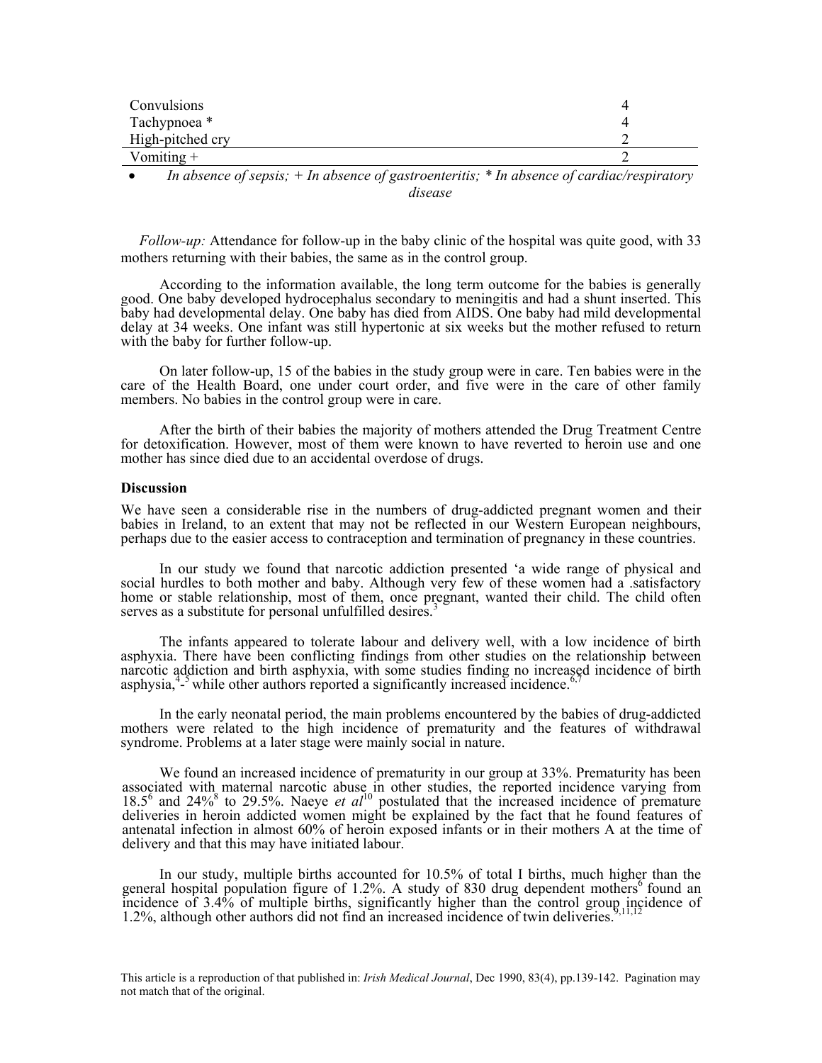| | |
|---|---|
| Convulsions | 4 |
| Tachypnoea * | 4 |
| High-pitched cry | 2 |
| Vomiting + | 2 |

- *In absence of sepsis; + In absence of gastroenteritis; * In absence of cardiac/respiratory disease*

*Follow-up:* Attendance for follow-up in the baby clinic of the hospital was quite good, with 33 mothers returning with their babies, the same as in the control group.

According to the information available, the long term outcome for the babies is generally good. One baby developed hydrocephalus secondary to meningitis and had a shunt inserted. This baby had developmental delay. One baby has died from AIDS. One baby had mild developmental delay at 34 weeks. One infant was still hypertonic at six weeks but the mother refused to return with the baby for further follow-up.

On later follow-up, 15 of the babies in the study group were in care. Ten babies were in the care of the Health Board, one under court order, and five were in the care of other family members. No babies in the control group were in care.

After the birth of their babies the majority of mothers attended the Drug Treatment Centre for detoxification. However, most of them were known to have reverted to heroin use and one mother has since died due to an accidental overdose of drugs.

### Discussion

We have seen a considerable rise in the numbers of drug-addicted pregnant women and their babies in Ireland, to an extent that may not be reflected in our Western European neighbours, perhaps due to the easier access to contraception and termination of pregnancy in these countries.

In our study we found that narcotic addiction presented 'a wide range of physical and social hurdles to both mother and baby. Although very few of these women had a .satisfactory home or stable relationship, most of them, once pregnant, wanted their child. The child often serves as a substitute for personal unfulfilled desires.[3]

The infants appeared to tolerate labour and delivery well, with a low incidence of birth asphyxia. There have been conflicting findings from other studies on the relationship between narcotic addiction and birth asphyxia, with some studies finding no increased incidence of birth asphysia,[4-5] while other authors reported a significantly increased incidence.[6,7]

In the early neonatal period, the main problems encountered by the babies of drug-addicted mothers were related to the high incidence of prematurity and the features of withdrawal syndrome. Problems at a later stage were mainly social in nature.

We found an increased incidence of prematurity in our group at 33%. Prematurity has been associated with maternal narcotic abuse in other studies, the reported incidence varying from 18.5[6] and 24%[8] to 29.5%. Naeye *et al*[10] postulated that the increased incidence of premature deliveries in heroin addicted women might be explained by the fact that he found features of antenatal infection in almost 60% of heroin exposed infants or in their mothers A at the time of delivery and that this may have initiated labour.

In our study, multiple births accounted for 10.5% of total I births, much higher than the general hospital population figure of 1.2%. A study of 830 drug dependent mothers[6] found an incidence of 3.4% of multiple births, significantly higher than the control group incidence of 1.2%, although other authors did not find an increased incidence of twin deliveries.[9,11,12]

This article is a reproduction of that published in: *Irish Medical Journal*, Dec 1990, 83(4), pp.139-142. Pagination may not match that of the original.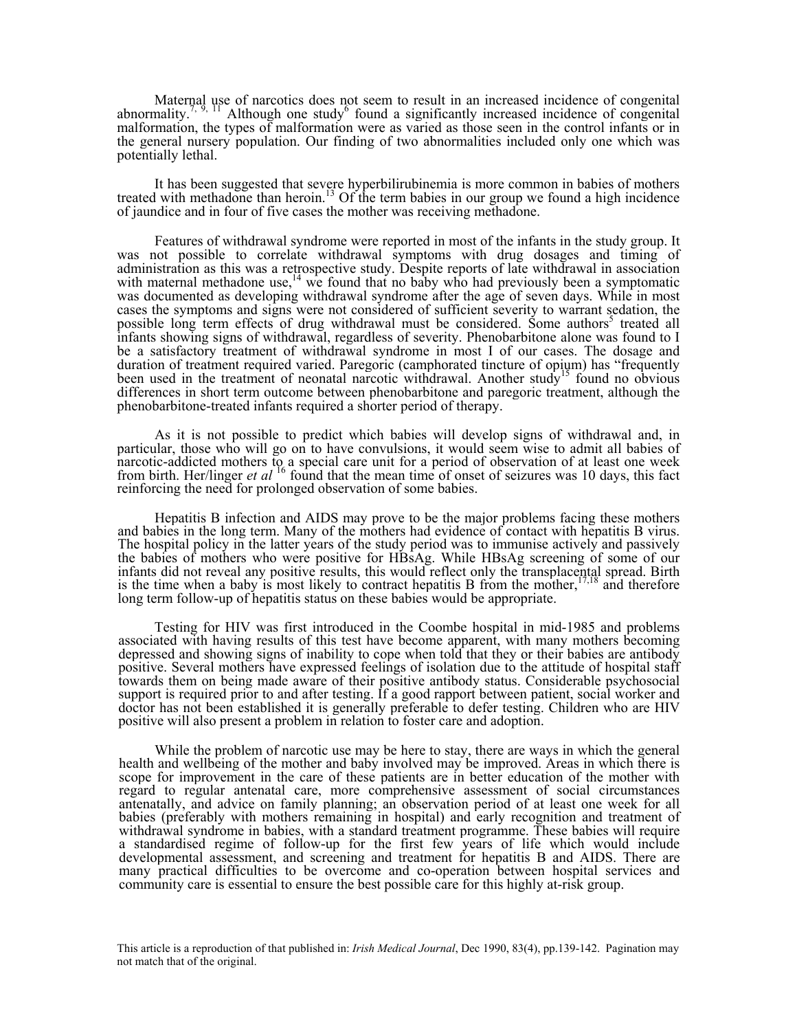Maternal use of narcotics does not seem to result in an increased incidence of congenital abnormality.[7, 9, 11] Although one study[6] found a significantly increased incidence of congenital malformation, the types of malformation were as varied as those seen in the control infants or in the general nursery population. Our finding of two abnormalities included only one which was potentially lethal.

It has been suggested that severe hyperbilirubinemia is more common in babies of mothers treated with methadone than heroin.[13] Of the term babies in our group we found a high incidence of jaundice and in four of five cases the mother was receiving methadone.

Features of withdrawal syndrome were reported in most of the infants in the study group. It was not possible to correlate withdrawal symptoms with drug dosages and timing of administration as this was a retrospective study. Despite reports of late withdrawal in association with maternal methadone use,[14] we found that no baby who had previously been a symptomatic was documented as developing withdrawal syndrome after the age of seven days. While in most cases the symptoms and signs were not considered of sufficient severity to warrant sedation, the possible long term effects of drug withdrawal must be considered. Some authors[5] treated all infants showing signs of withdrawal, regardless of severity. Phenobarbitone alone was found to I be a satisfactory treatment of withdrawal syndrome in most I of our cases. The dosage and duration of treatment required varied. Paregoric (camphorated tincture of opium) has "frequently been used in the treatment of neonatal narcotic withdrawal. Another study[15] found no obvious differences in short term outcome between phenobarbitone and paregoric treatment, although the phenobarbitone-treated infants required a shorter period of therapy.

As it is not possible to predict which babies will develop signs of withdrawal and, in particular, those who will go on to have convulsions, it would seem wise to admit all babies of narcotic-addicted mothers to a special care unit for a period of observation of at least one week from birth. Her/linger *et al* [16] found that the mean time of onset of seizures was 10 days, this fact reinforcing the need for prolonged observation of some babies.

Hepatitis B infection and AIDS may prove to be the major problems facing these mothers and babies in the long term. Many of the mothers had evidence of contact with hepatitis B virus. The hospital policy in the latter years of the study period was to immunise actively and passively the babies of mothers who were positive for HBsAg. While HBsAg screening of some of our infants did not reveal any positive results, this would reflect only the transplacental spread. Birth is the time when a baby is most likely to contract hepatitis B from the mother,[17,18] and therefore long term follow-up of hepatitis status on these babies would be appropriate.

Testing for HIV was first introduced in the Coombe hospital in mid-1985 and problems associated with having results of this test have become apparent, with many mothers becoming depressed and showing signs of inability to cope when told that they or their babies are antibody positive. Several mothers have expressed feelings of isolation due to the attitude of hospital staff towards them on being made aware of their positive antibody status. Considerable psychosocial support is required prior to and after testing. If a good rapport between patient, social worker and doctor has not been established it is generally preferable to defer testing. Children who are HIV positive will also present a problem in relation to foster care and adoption.

While the problem of narcotic use may be here to stay, there are ways in which the general health and wellbeing of the mother and baby involved may be improved. Areas in which there is scope for improvement in the care of these patients are in better education of the mother with regard to regular antenatal care, more comprehensive assessment of social circumstances antenatally, and advice on family planning; an observation period of at least one week for all babies (preferably with mothers remaining in hospital) and early recognition and treatment of withdrawal syndrome in babies, with a standard treatment programme. These babies will require a standardised regime of follow-up for the first few years of life which would include developmental assessment, and screening and treatment for hepatitis B and AIDS. There are many practical difficulties to be overcome and co-operation between hospital services and community care is essential to ensure the best possible care for this highly at-risk group.

This article is a reproduction of that published in: *Irish Medical Journal*, Dec 1990, 83(4), pp.139-142. Pagination may not match that of the original.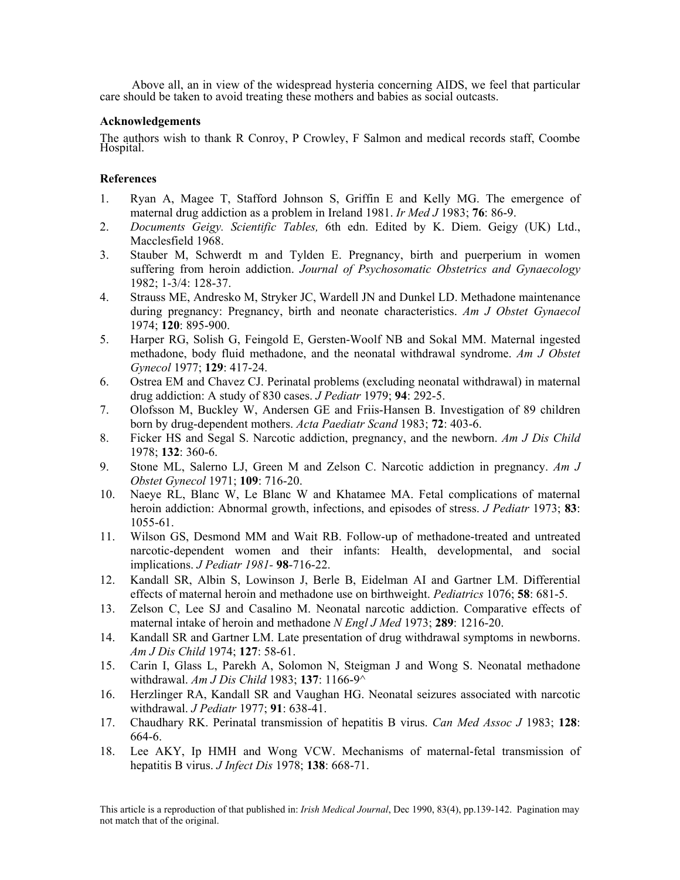Above all, an in view of the widespread hysteria concerning AIDS, we feel that particular care should be taken to avoid treating these mothers and babies as social outcasts.

### Acknowledgements

The authors wish to thank R Conroy, P Crowley, F Salmon and medical records staff, Coombe Hospital.

### References

1. Ryan A, Magee T, Stafford Johnson S, Griffin E and Kelly MG. The emergence of maternal drug addiction as a problem in Ireland 1981. *Ir Med J* 1983; **76**: 86-9.
2. *Documents Geigy. Scientific Tables,* 6th edn. Edited by K. Diem. Geigy (UK) Ltd., Macclesfield 1968.
3. Stauber M, Schwerdt m and Tylden E. Pregnancy, birth and puerperium in women suffering from heroin addiction. *Journal of Psychosomatic Obstetrics and Gynaecology* 1982; 1-3/4: 128-37.
4. Strauss ME, Andresko M, Stryker JC, Wardell JN and Dunkel LD. Methadone maintenance during pregnancy: Pregnancy, birth and neonate characteristics. *Am J Obstet Gynaecol* 1974; **120**: 895-900.
5. Harper RG, Solish G, Feingold E, Gersten-Woolf NB and Sokal MM. Maternal ingested methadone, body fluid methadone, and the neonatal withdrawal syndrome. *Am J Obstet Gynecol* 1977; **129**: 417-24.
6. Ostrea EM and Chavez CJ. Perinatal problems (excluding neonatal withdrawal) in maternal drug addiction: A study of 830 cases. *J Pediatr* 1979; **94**: 292-5.
7. Olofsson M, Buckley W, Andersen GE and Friis-Hansen B. Investigation of 89 children born by drug-dependent mothers. *Acta Paediatr Scand* 1983; **72**: 403-6.
8. Ficker HS and Segal S. Narcotic addiction, pregnancy, and the newborn. *Am J Dis Child* 1978; **132**: 360-6.
9. Stone ML, Salerno LJ, Green M and Zelson C. Narcotic addiction in pregnancy. *Am J Obstet Gynecol* 1971; **109**: 716-20.
10. Naeye RL, Blanc W, Le Blanc W and Khatamee MA. Fetal complications of maternal heroin addiction: Abnormal growth, infections, and episodes of stress. *J Pediatr* 1973; **83**: 1055-61.
11. Wilson GS, Desmond MM and Wait RB. Follow-up of methadone-treated and untreated narcotic-dependent women and their infants: Health, developmental, and social implications. *J Pediatr 1981-* **98**-716-22.
12. Kandall SR, Albin S, Lowinson J, Berle B, Eidelman AI and Gartner LM. Differential effects of maternal heroin and methadone use on birthweight. *Pediatrics* 1076; **58**: 681-5.
13. Zelson C, Lee SJ and Casalino M. Neonatal narcotic addiction. Comparative effects of maternal intake of heroin and methadone *N Engl J Med* 1973; **289**: 1216-20.
14. Kandall SR and Gartner LM. Late presentation of drug withdrawal symptoms in newborns. *Am J Dis Child* 1974; **127**: 58-61.
15. Carin I, Glass L, Parekh A, Solomon N, Steigman J and Wong S. Neonatal methadone withdrawal. *Am J Dis Child* 1983; **137**: 1166-9^
16. Herzlinger RA, Kandall SR and Vaughan HG. Neonatal seizures associated with narcotic withdrawal. *J Pediatr* 1977; **91**: 638-41.
17. Chaudhary RK. Perinatal transmission of hepatitis B virus. *Can Med Assoc J* 1983; **128**: 664-6.
18. Lee AKY, Ip HMH and Wong VCW. Mechanisms of maternal-fetal transmission of hepatitis B virus. *J Infect Dis* 1978; **138**: 668-71.

This article is a reproduction of that published in: *Irish Medical Journal*, Dec 1990, 83(4), pp.139-142. Pagination may not match that of the original.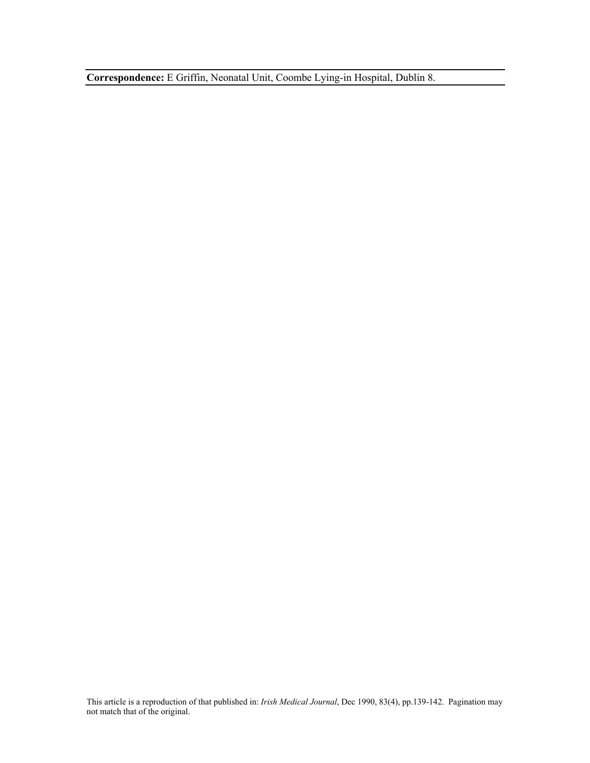**Correspondence:** E Griffin, Neonatal Unit, Coombe Lying-in Hospital, Dublin 8.

This article is a reproduction of that published in: *Irish Medical Journal*, Dec 1990, 83(4), pp.139-142. Pagination may not match that of the original.